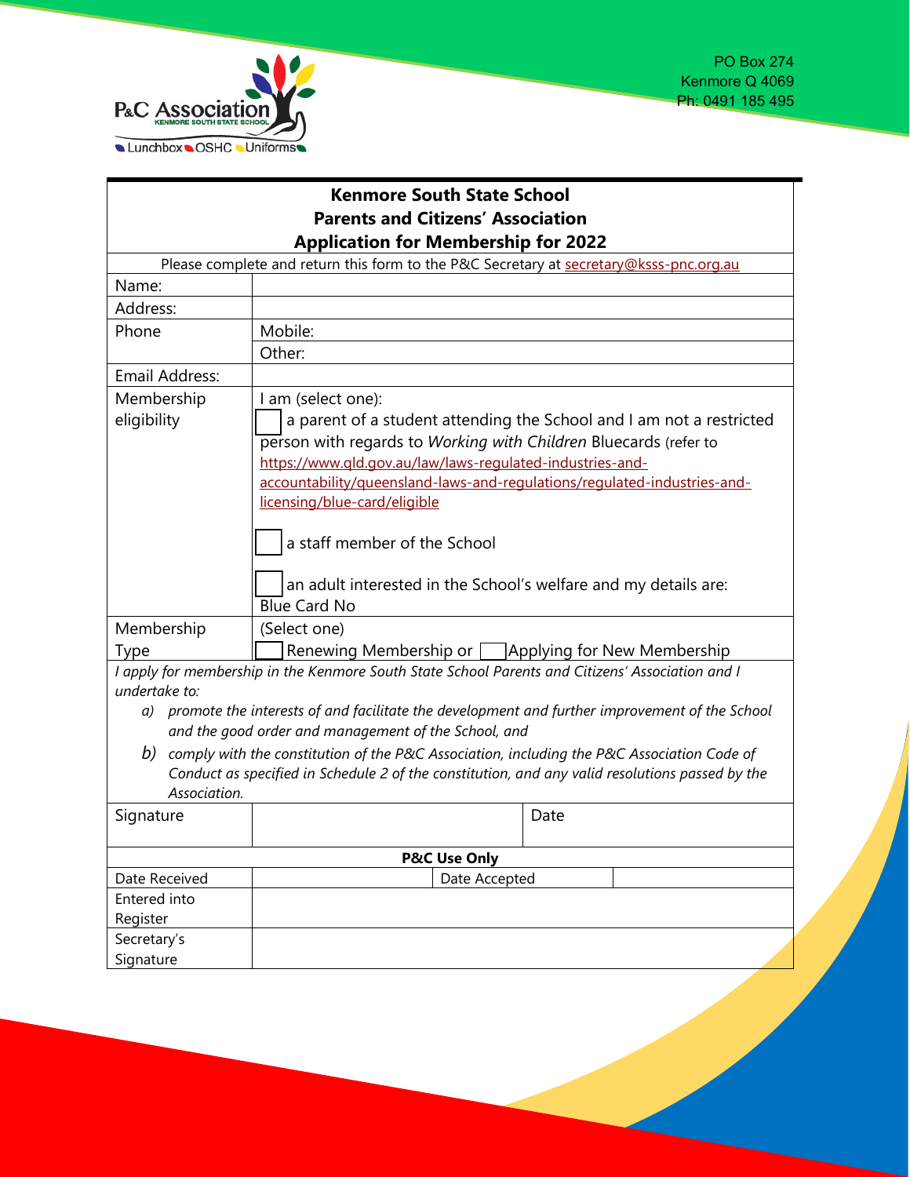P&C Association
KENMORE SOUTH STATE SCHOOL
Lunchbox OSHC Uniforms

PO Box 274
Kenmore Q 4069
Ph: 0491 185 495

## Kenmore South State School
## Parents and Citizens' Association
## Application for Membership for 2022

Please complete and return this form to the P&C Secretary at secretary@ksss-pnc.org.au

| | |
|---|---|
| Name: | |
| Address: | |
| Phone | Mobile: |
| | Other: |
| Email Address: | |
| Membership eligibility | I am (select one):<br>☐ a parent of a student attending the School and I am not a restricted person with regards to *Working with Children* Bluecards (refer to https://www.qld.gov.au/law/laws-regulated-industries-and-accountability/queensland-laws-and-regulations/regulated-industries-and-licensing/blue-card/eligible<br><br>☐ a staff member of the School<br><br>☐ an adult interested in the School's welfare and my details are:<br>Blue Card No |
| Membership Type | (Select one)<br>☐ Renewing Membership or ☐ Applying for New Membership |

*I apply for membership in the Kenmore South State School Parents and Citizens' Association and I undertake to:*

a) *promote the interests of and facilitate the development and further improvement of the School and the good order and management of the School, and*
b) *comply with the constitution of the P&C Association, including the P&C Association Code of Conduct as specified in Schedule 2 of the constitution, and any valid resolutions passed by the Association.*

| | | | |
|---|---|---|---|
| Signature | | Date | |

**P&C Use Only**

| | | | |
|---|---|---|---|
| Date Received | | Date Accepted | |
| Entered into Register | | | |
| Secretary's Signature | | | |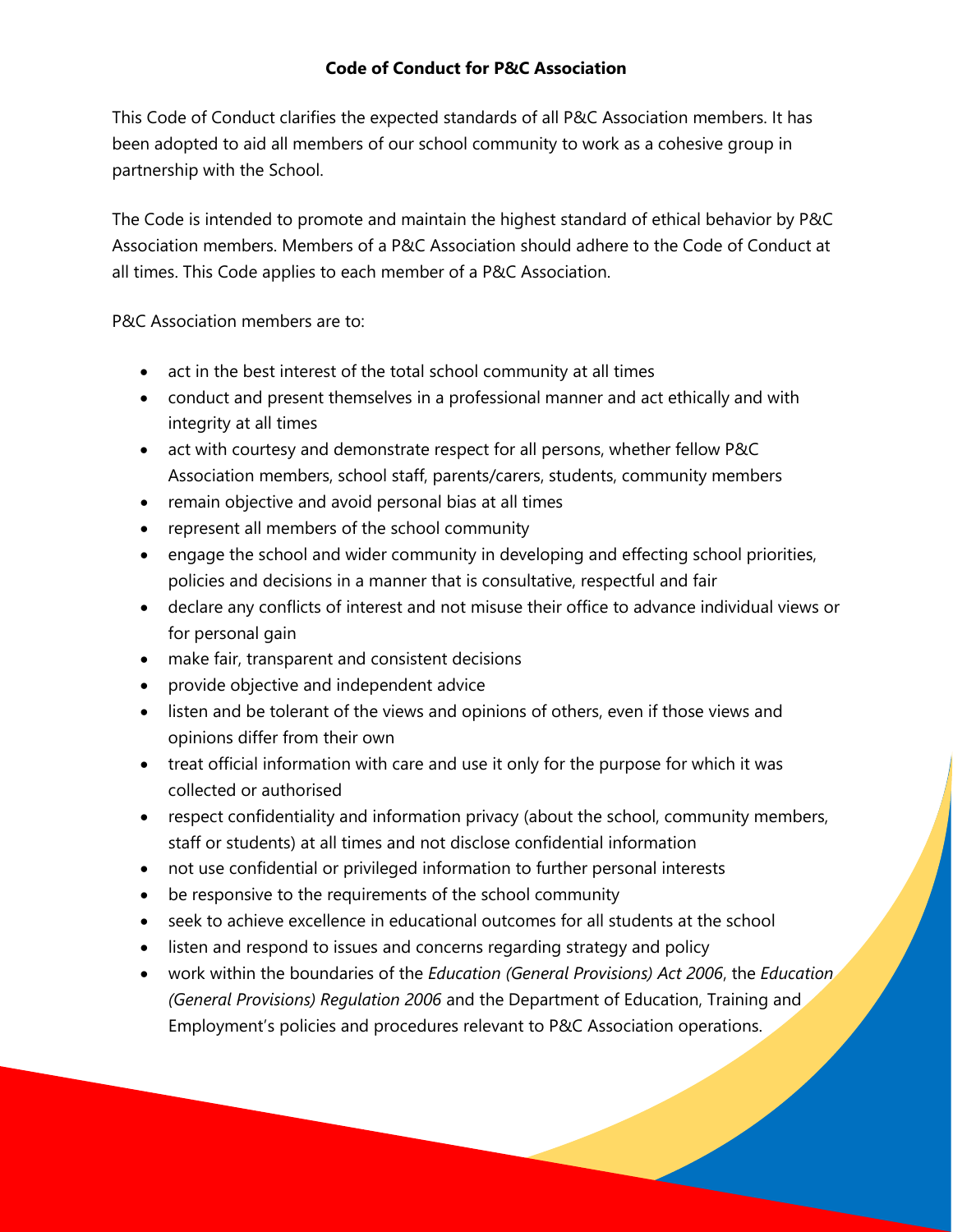## Code of Conduct for P&C Association

This Code of Conduct clarifies the expected standards of all P&C Association members. It has been adopted to aid all members of our school community to work as a cohesive group in partnership with the School.

The Code is intended to promote and maintain the highest standard of ethical behavior by P&C Association members. Members of a P&C Association should adhere to the Code of Conduct at all times. This Code applies to each member of a P&C Association.

P&C Association members are to:

- act in the best interest of the total school community at all times
- conduct and present themselves in a professional manner and act ethically and with integrity at all times
- act with courtesy and demonstrate respect for all persons, whether fellow P&C Association members, school staff, parents/carers, students, community members
- remain objective and avoid personal bias at all times
- represent all members of the school community
- engage the school and wider community in developing and effecting school priorities, policies and decisions in a manner that is consultative, respectful and fair
- declare any conflicts of interest and not misuse their office to advance individual views or for personal gain
- make fair, transparent and consistent decisions
- provide objective and independent advice
- listen and be tolerant of the views and opinions of others, even if those views and opinions differ from their own
- treat official information with care and use it only for the purpose for which it was collected or authorised
- respect confidentiality and information privacy (about the school, community members, staff or students) at all times and not disclose confidential information
- not use confidential or privileged information to further personal interests
- be responsive to the requirements of the school community
- seek to achieve excellence in educational outcomes for all students at the school
- listen and respond to issues and concerns regarding strategy and policy
- work within the boundaries of the *Education (General Provisions) Act 2006*, the *Education (General Provisions) Regulation 2006* and the Department of Education, Training and Employment's policies and procedures relevant to P&C Association operations.